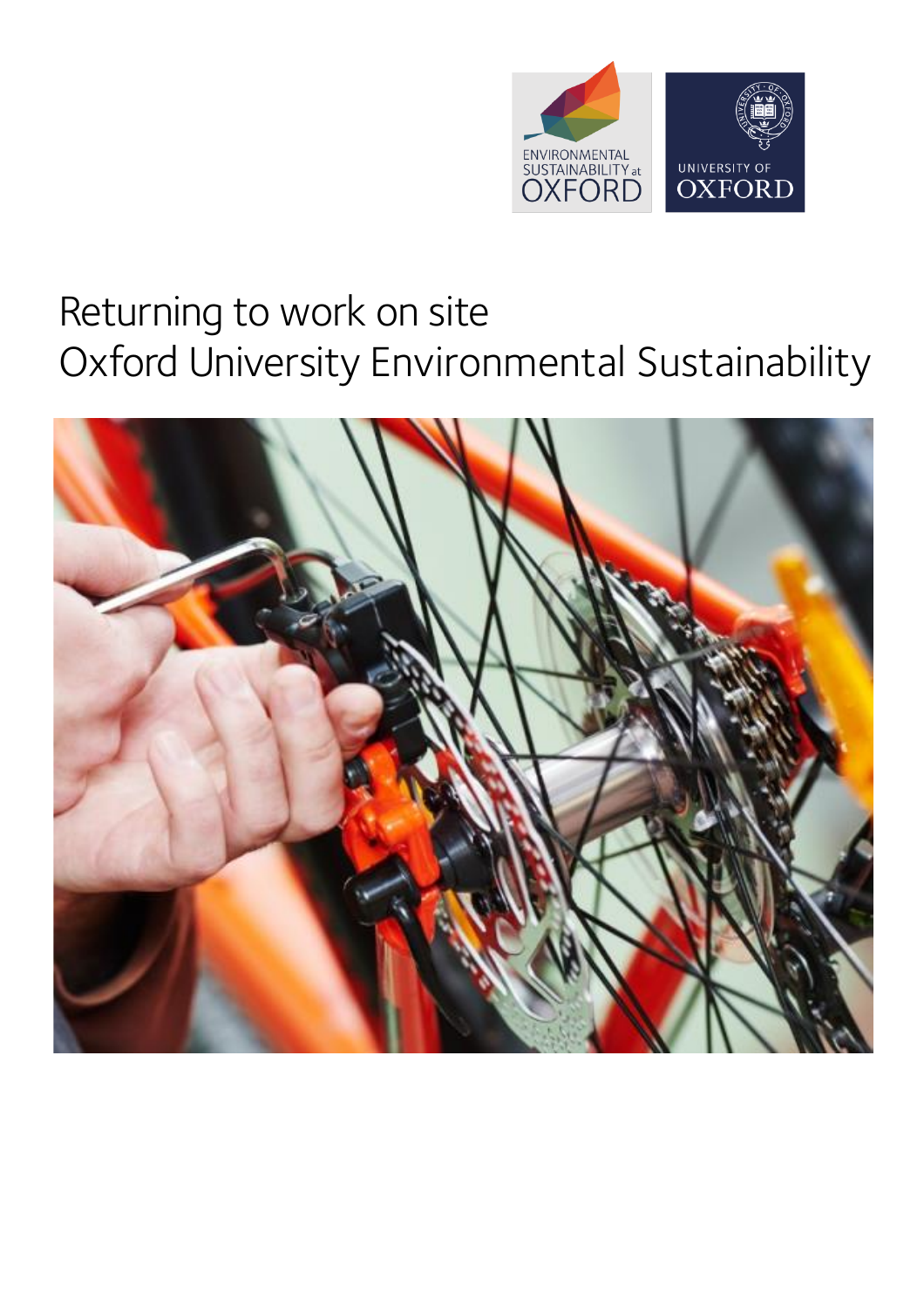# Returning to work on site
# Oxford University Environmental Sustainability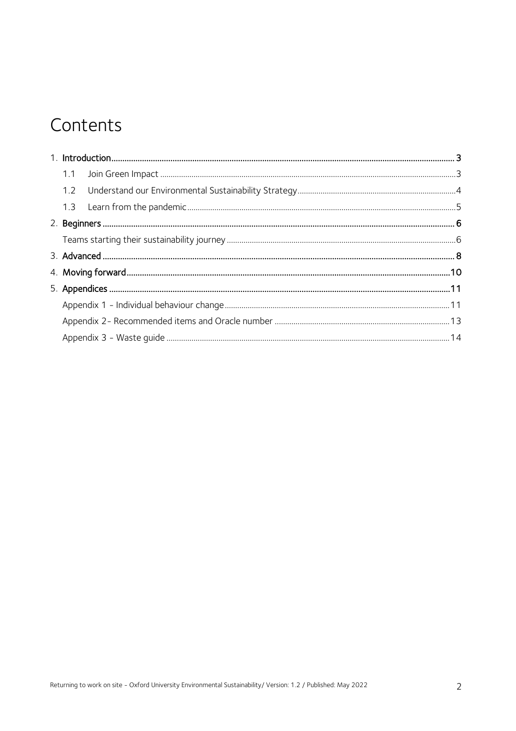# Contents

1. **Introduction** ........ 3
   - 1.1 Join Green Impact ........ 3
   - 1.2 Understand our Environmental Sustainability Strategy ........ 4
   - 1.3 Learn from the pandemic ........ 5
2. **Beginners** ........ 6
   - Teams starting their sustainability journey ........ 6
3. **Advanced** ........ 8
4. **Moving forward** ........ 10
5. **Appendices** ........ 11
   - Appendix 1 - Individual behaviour change ........ 11
   - Appendix 2- Recommended items and Oracle number ........ 13
   - Appendix 3 - Waste guide ........ 14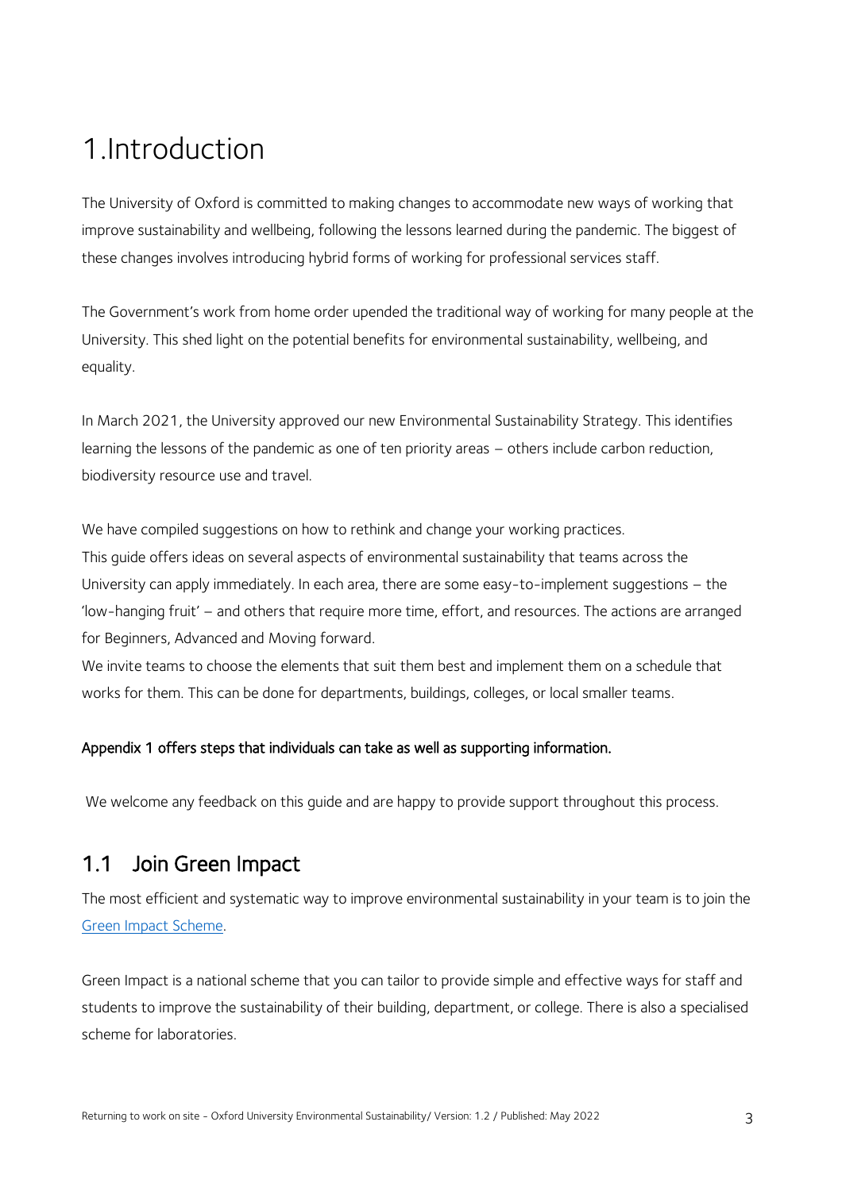# 1.Introduction

The University of Oxford is committed to making changes to accommodate new ways of working that improve sustainability and wellbeing, following the lessons learned during the pandemic. The biggest of these changes involves introducing hybrid forms of working for professional services staff.

The Government's work from home order upended the traditional way of working for many people at the University. This shed light on the potential benefits for environmental sustainability, wellbeing, and equality.

In March 2021, the University approved our new Environmental Sustainability Strategy. This identifies learning the lessons of the pandemic as one of ten priority areas – others include carbon reduction, biodiversity resource use and travel.

We have compiled suggestions on how to rethink and change your working practices.
This guide offers ideas on several aspects of environmental sustainability that teams across the University can apply immediately. In each area, there are some easy-to-implement suggestions – the 'low-hanging fruit' – and others that require more time, effort, and resources. The actions are arranged for Beginners, Advanced and Moving forward.
We invite teams to choose the elements that suit them best and implement them on a schedule that works for them. This can be done for departments, buildings, colleges, or local smaller teams.

**Appendix 1 offers steps that individuals can take as well as supporting information.**

We welcome any feedback on this guide and are happy to provide support throughout this process.

## 1.1 Join Green Impact

The most efficient and systematic way to improve environmental sustainability in your team is to join the Green Impact Scheme.

Green Impact is a national scheme that you can tailor to provide simple and effective ways for staff and students to improve the sustainability of their building, department, or college. There is also a specialised scheme for laboratories.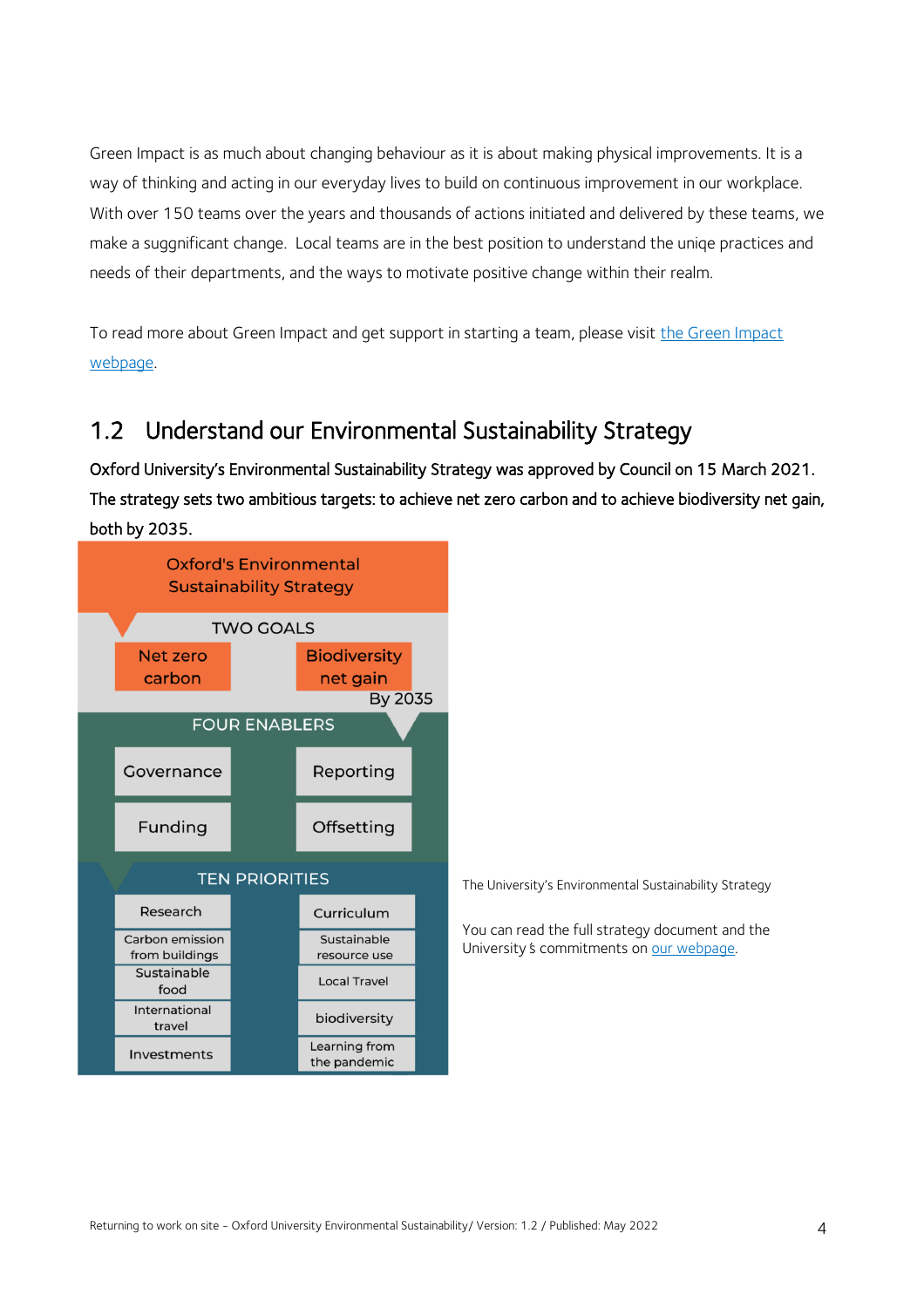Green Impact is as much about changing behaviour as it is about making physical improvements. It is a way of thinking and acting in our everyday lives to build on continuous improvement in our workplace. With over 150 teams over the years and thousands of actions initiated and delivered by these teams, we make a suggnificant change. Local teams are in the best position to understand the uniqe practices and needs of their departments, and the ways to motivate positive change within their realm.

To read more about Green Impact and get support in starting a team, please visit the Green Impact webpage.

## 1.2 Understand our Environmental Sustainability Strategy

**Oxford University's Environmental Sustainability Strategy was approved by Council on 15 March 2021. The strategy sets two ambitious targets: to achieve net zero carbon and to achieve biodiversity net gain, both by 2035.**

Oxford's Environmental Sustainability Strategy

TWO GOALS

- Net zero carbon
- Biodiversity net gain

By 2035

FOUR ENABLERS

- Governance
- Reporting
- Funding
- Offsetting

TEN PRIORITIES

- Research
- Curriculum
- Carbon emission from buildings
- Sustainable resource use
- Sustainable food
- Local Travel
- International travel
- biodiversity
- Investments
- Learning from the pandemic

The University's Environmental Sustainability Strategy

You can read the full strategy document and the University's commitments on our webpage.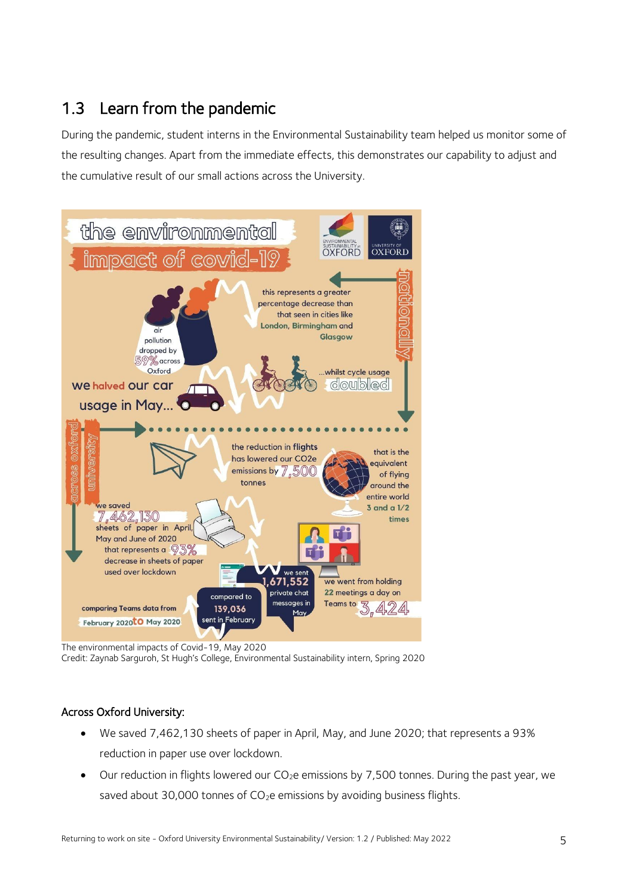## 1.3 Learn from the pandemic

During the pandemic, student interns in the Environmental Sustainability team helped us monitor some of the resulting changes. Apart from the immediate effects, this demonstrates our capability to adjust and the cumulative result of our small actions across the University.

The environmental impacts of Covid-19, May 2020
Credit: Zaynab Sarguroh, St Hugh's College, Environmental Sustainability intern, Spring 2020

### Across Oxford University:

- We saved 7,462,130 sheets of paper in April, May, and June 2020; that represents a 93% reduction in paper use over lockdown.
- Our reduction in flights lowered our $CO_2e$ emissions by 7,500 tonnes. During the past year, we saved about 30,000 tonnes of $CO_2e$ emissions by avoiding business flights.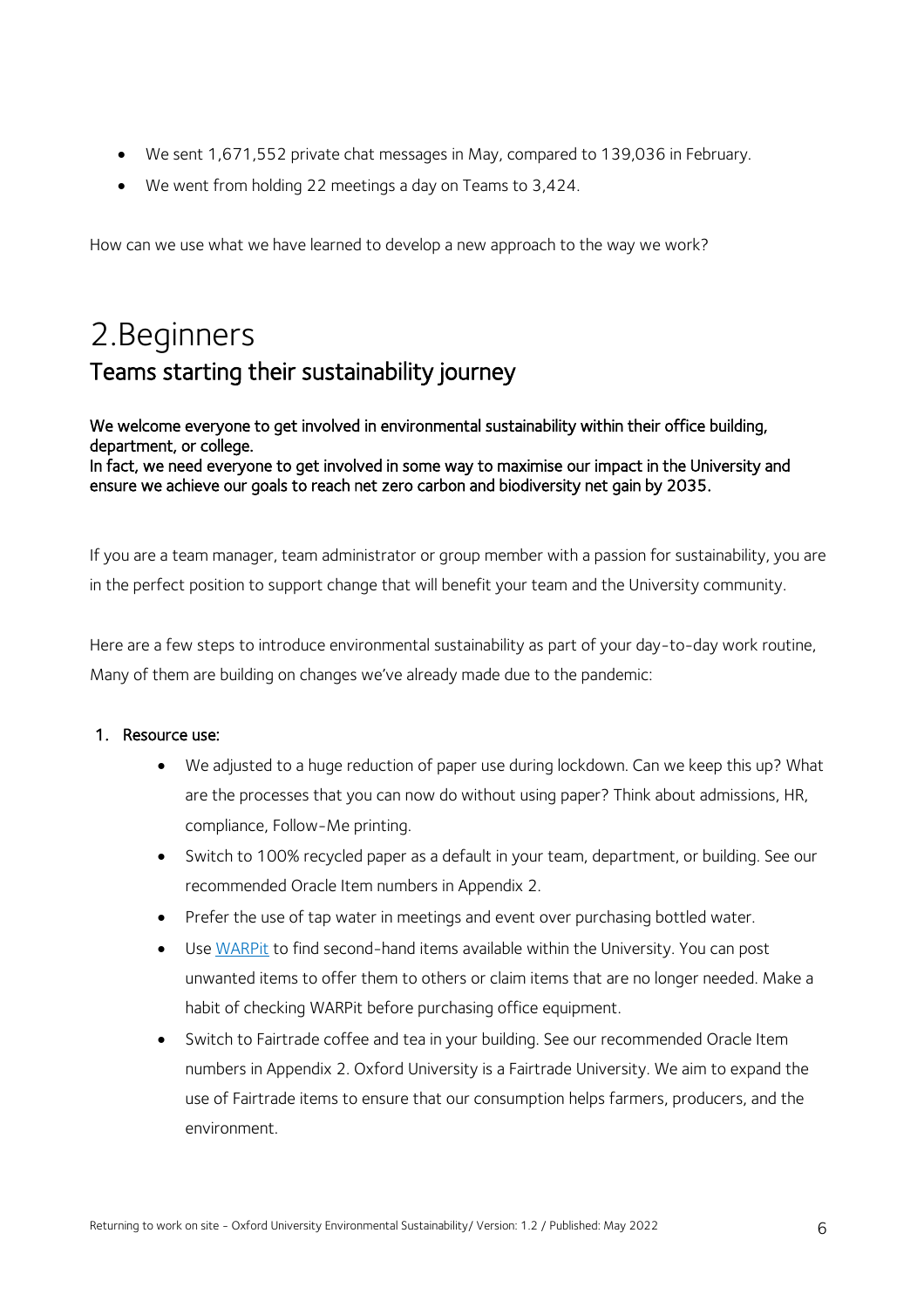- We sent 1,671,552 private chat messages in May, compared to 139,036 in February.
- We went from holding 22 meetings a day on Teams to 3,424.

How can we use what we have learned to develop a new approach to the way we work?

# 2. Beginners

## Teams starting their sustainability journey

**We welcome everyone to get involved in environmental sustainability within their office building, department, or college.**
**In fact, we need everyone to get involved in some way to maximise our impact in the University and ensure we achieve our goals to reach net zero carbon and biodiversity net gain by 2035.**

If you are a team manager, team administrator or group member with a passion for sustainability, you are in the perfect position to support change that will benefit your team and the University community.

Here are a few steps to introduce environmental sustainability as part of your day-to-day work routine, Many of them are building on changes we've already made due to the pandemic:

1. **Resource use:**
   - We adjusted to a huge reduction of paper use during lockdown. Can we keep this up? What are the processes that you can now do without using paper? Think about admissions, HR, compliance, Follow-Me printing.
   - Switch to 100% recycled paper as a default in your team, department, or building. See our recommended Oracle Item numbers in Appendix 2.
   - Prefer the use of tap water in meetings and event over purchasing bottled water.
   - Use WARPit to find second-hand items available within the University. You can post unwanted items to offer them to others or claim items that are no longer needed. Make a habit of checking WARPit before purchasing office equipment.
   - Switch to Fairtrade coffee and tea in your building. See our recommended Oracle Item numbers in Appendix 2. Oxford University is a Fairtrade University. We aim to expand the use of Fairtrade items to ensure that our consumption helps farmers, producers, and the environment.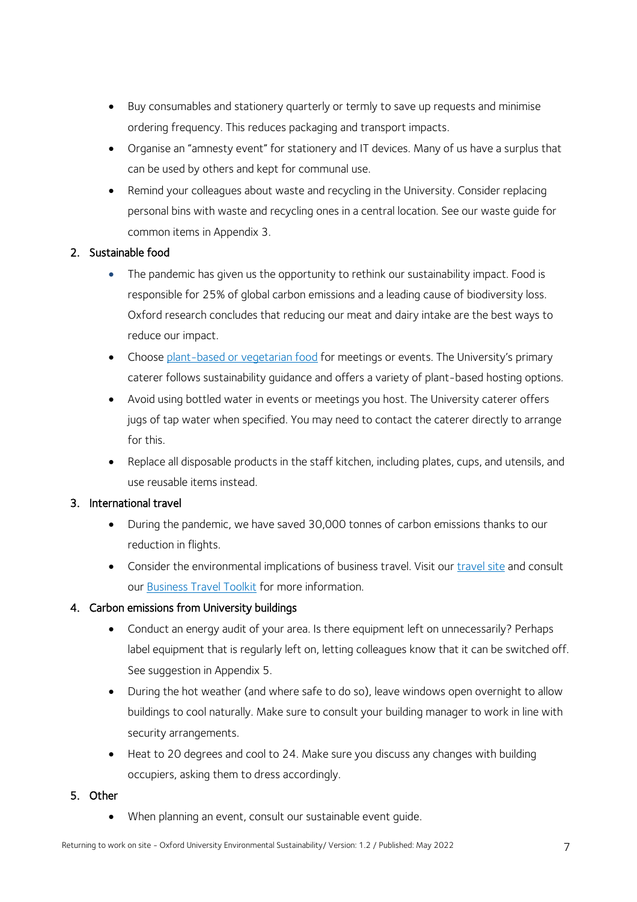- Buy consumables and stationery quarterly or termly to save up requests and minimise ordering frequency. This reduces packaging and transport impacts.
- Organise an "amnesty event" for stationery and IT devices. Many of us have a surplus that can be used by others and kept for communal use.
- Remind your colleagues about waste and recycling in the University. Consider replacing personal bins with waste and recycling ones in a central location. See our waste guide for common items in Appendix 3.

2. Sustainable food
    - The pandemic has given us the opportunity to rethink our sustainability impact. Food is responsible for 25% of global carbon emissions and a leading cause of biodiversity loss. Oxford research concludes that reducing our meat and dairy intake are the best ways to reduce our impact.
    - Choose plant-based or vegetarian food for meetings or events. The University's primary caterer follows sustainability guidance and offers a variety of plant-based hosting options.
    - Avoid using bottled water in events or meetings you host. The University caterer offers jugs of tap water when specified. You may need to contact the caterer directly to arrange for this.
    - Replace all disposable products in the staff kitchen, including plates, cups, and utensils, and use reusable items instead.
3. International travel
    - During the pandemic, we have saved 30,000 tonnes of carbon emissions thanks to our reduction in flights.
    - Consider the environmental implications of business travel. Visit our travel site and consult our Business Travel Toolkit for more information.
4. Carbon emissions from University buildings
    - Conduct an energy audit of your area. Is there equipment left on unnecessarily? Perhaps label equipment that is regularly left on, letting colleagues know that it can be switched off. See suggestion in Appendix 5.
    - During the hot weather (and where safe to do so), leave windows open overnight to allow buildings to cool naturally. Make sure to consult your building manager to work in line with security arrangements.
    - Heat to 20 degrees and cool to 24. Make sure you discuss any changes with building occupiers, asking them to dress accordingly.
5. Other
    - When planning an event, consult our sustainable event guide.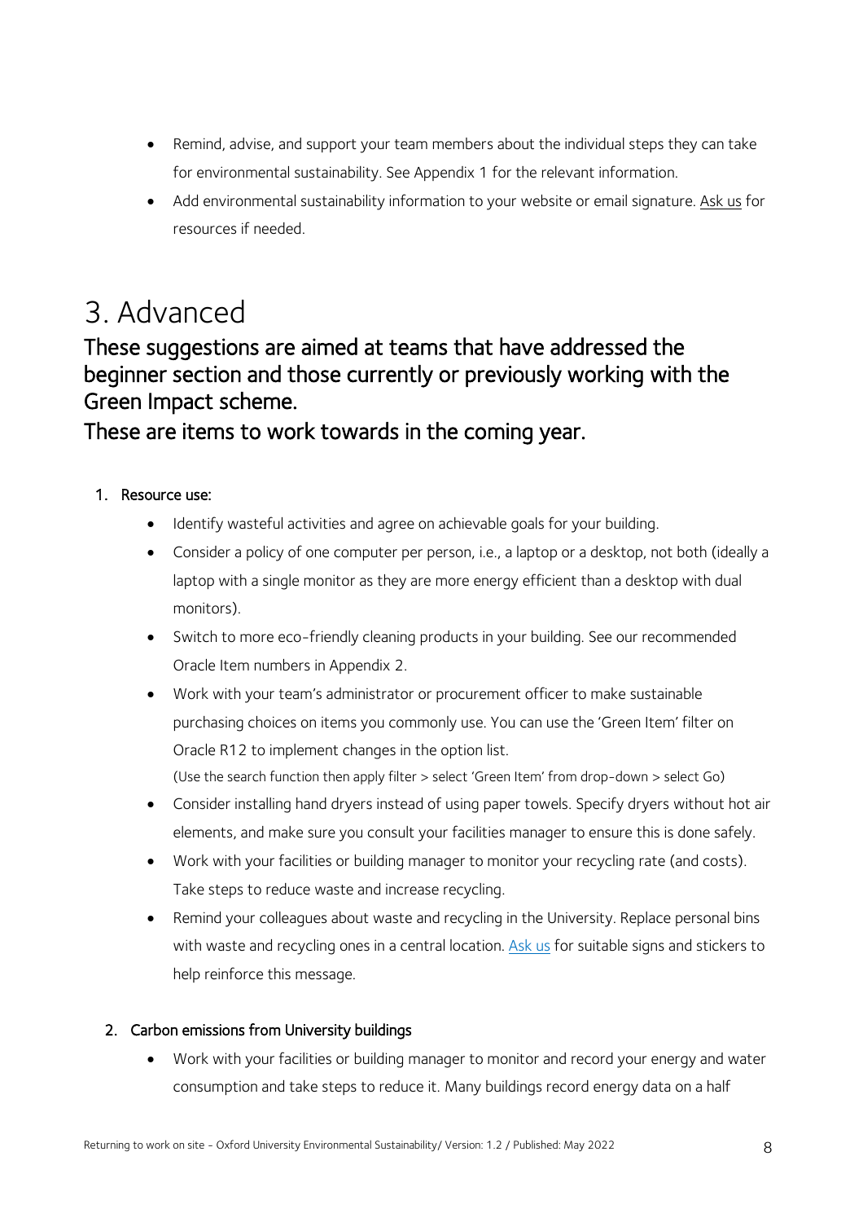- Remind, advise, and support your team members about the individual steps they can take for environmental sustainability. See Appendix 1 for the relevant information.
- Add environmental sustainability information to your website or email signature. Ask us for resources if needed.

# 3. Advanced

## These suggestions are aimed at teams that have addressed the beginner section and those currently or previously working with the Green Impact scheme.

## These are items to work towards in the coming year.

1. Resource use:
    - Identify wasteful activities and agree on achievable goals for your building.
    - Consider a policy of one computer per person, i.e., a laptop or a desktop, not both (ideally a laptop with a single monitor as they are more energy efficient than a desktop with dual monitors).
    - Switch to more eco-friendly cleaning products in your building. See our recommended Oracle Item numbers in Appendix 2.
    - Work with your team's administrator or procurement officer to make sustainable purchasing choices on items you commonly use. You can use the 'Green Item' filter on Oracle R12 to implement changes in the option list.
      (Use the search function then apply filter > select 'Green Item' from drop-down > select Go)
    - Consider installing hand dryers instead of using paper towels. Specify dryers without hot air elements, and make sure you consult your facilities manager to ensure this is done safely.
    - Work with your facilities or building manager to monitor your recycling rate (and costs). Take steps to reduce waste and increase recycling.
    - Remind your colleagues about waste and recycling in the University. Replace personal bins with waste and recycling ones in a central location. [Ask us](#) for suitable signs and stickers to help reinforce this message.

2. Carbon emissions from University buildings
    - Work with your facilities or building manager to monitor and record your energy and water consumption and take steps to reduce it. Many buildings record energy data on a half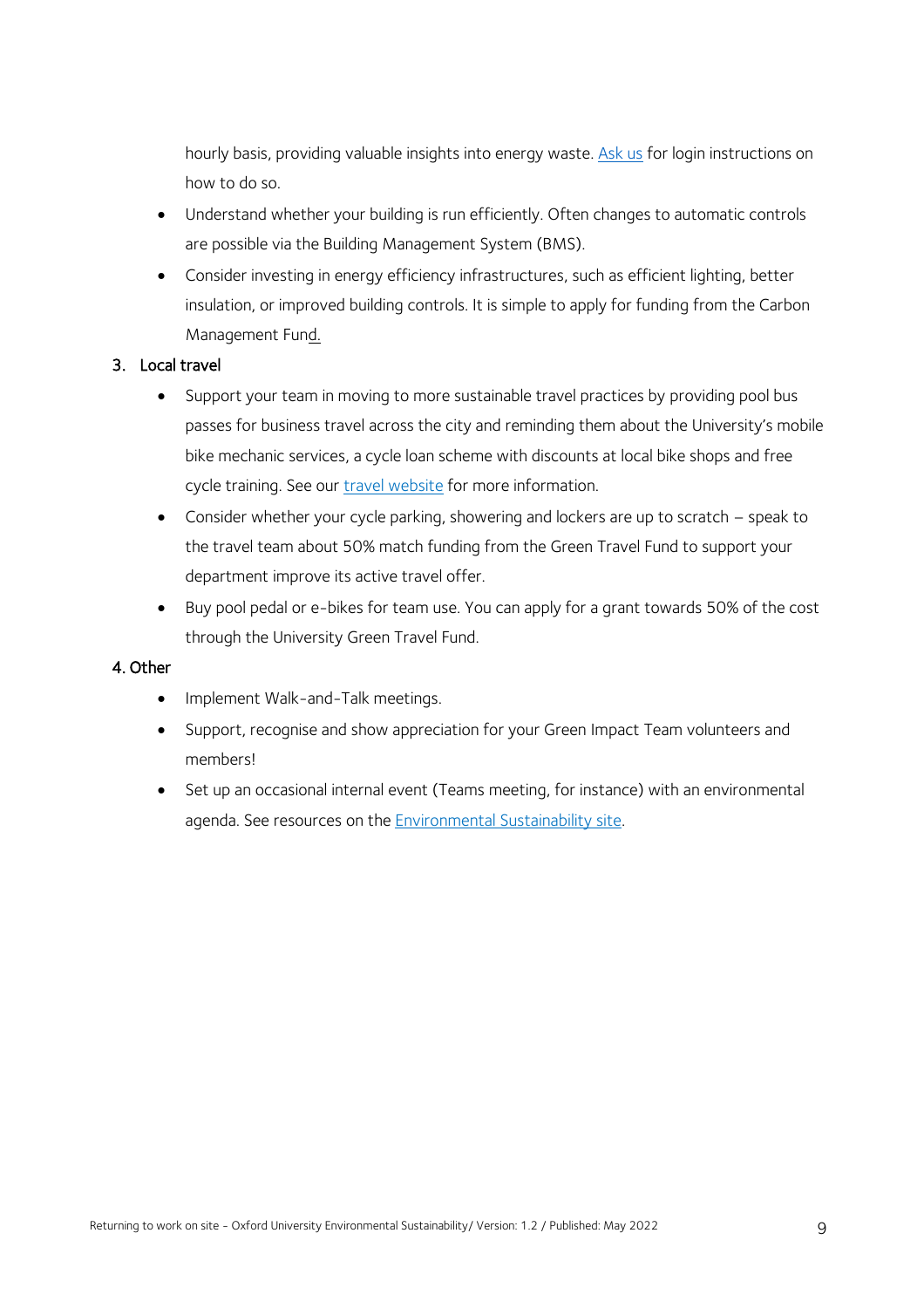hourly basis, providing valuable insights into energy waste. Ask us for login instructions on how to do so.

- Understand whether your building is run efficiently. Often changes to automatic controls are possible via the Building Management System (BMS).
- Consider investing in energy efficiency infrastructures, such as efficient lighting, better insulation, or improved building controls. It is simple to apply for funding from the Carbon Management Fund.

3. Local travel

- Support your team in moving to more sustainable travel practices by providing pool bus passes for business travel across the city and reminding them about the University's mobile bike mechanic services, a cycle loan scheme with discounts at local bike shops and free cycle training. See our travel website for more information.
- Consider whether your cycle parking, showering and lockers are up to scratch – speak to the travel team about 50% match funding from the Green Travel Fund to support your department improve its active travel offer.
- Buy pool pedal or e-bikes for team use. You can apply for a grant towards 50% of the cost through the University Green Travel Fund.

4. Other

- Implement Walk-and-Talk meetings.
- Support, recognise and show appreciation for your Green Impact Team volunteers and members!
- Set up an occasional internal event (Teams meeting, for instance) with an environmental agenda. See resources on the Environmental Sustainability site.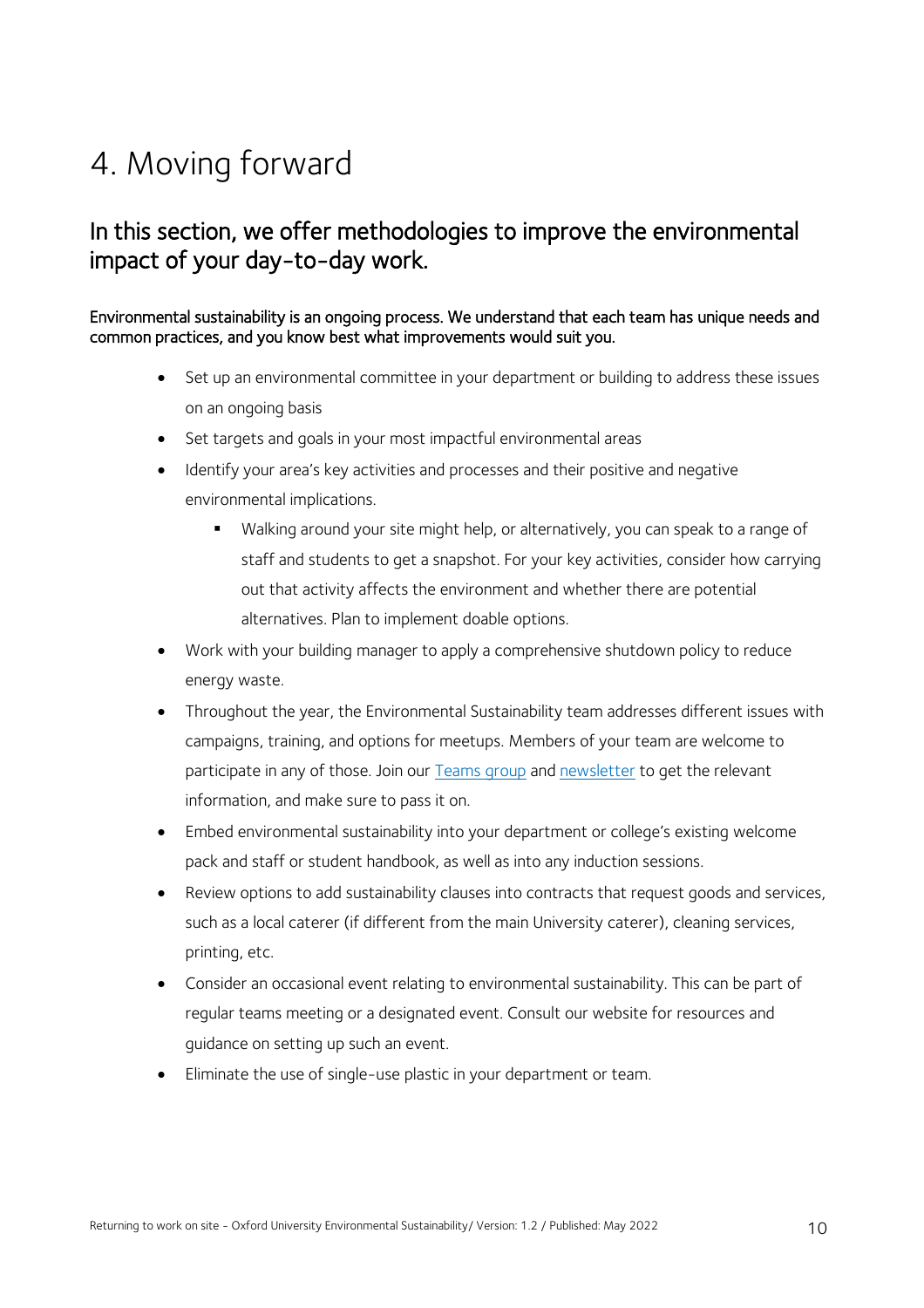# 4. Moving forward

## In this section, we offer methodologies to improve the environmental impact of your day-to-day work.

**Environmental sustainability is an ongoing process. We understand that each team has unique needs and common practices, and you know best what improvements would suit you.**

- Set up an environmental committee in your department or building to address these issues on an ongoing basis
- Set targets and goals in your most impactful environmental areas
- Identify your area's key activities and processes and their positive and negative environmental implications.
  - Walking around your site might help, or alternatively, you can speak to a range of staff and students to get a snapshot. For your key activities, consider how carrying out that activity affects the environment and whether there are potential alternatives. Plan to implement doable options.
- Work with your building manager to apply a comprehensive shutdown policy to reduce energy waste.
- Throughout the year, the Environmental Sustainability team addresses different issues with campaigns, training, and options for meetups. Members of your team are welcome to participate in any of those. Join our Teams group and newsletter to get the relevant information, and make sure to pass it on.
- Embed environmental sustainability into your department or college's existing welcome pack and staff or student handbook, as well as into any induction sessions.
- Review options to add sustainability clauses into contracts that request goods and services, such as a local caterer (if different from the main University caterer), cleaning services, printing, etc.
- Consider an occasional event relating to environmental sustainability. This can be part of regular teams meeting or a designated event. Consult our website for resources and guidance on setting up such an event.
- Eliminate the use of single-use plastic in your department or team.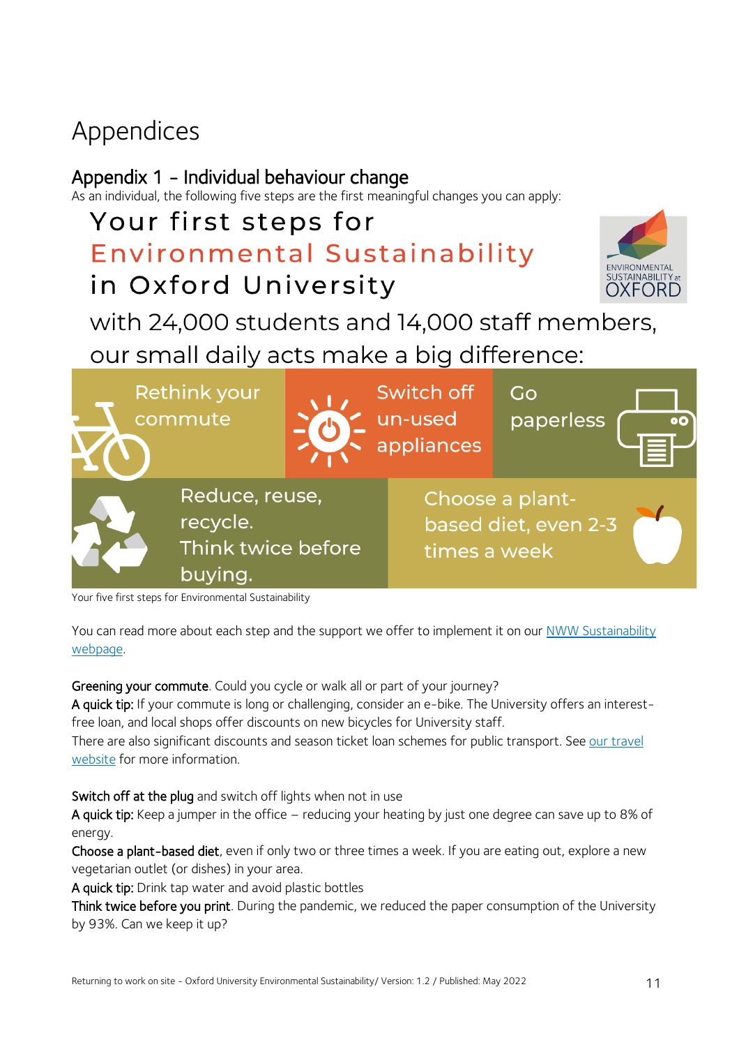# Appendices

## Appendix 1 - Individual behaviour change

As an individual, the following five steps are the first meaningful changes you can apply:

Your first steps for
Environmental Sustainability
in Oxford University

ENVIRONMENTAL SUSTAINABILITY at OXFORD

with 24,000 students and 14,000 staff members, our small daily acts make a big difference:

- Rethink your commute
- Switch off un-used appliances
- Go paperless
- Reduce, reuse, recycle. Think twice before buying.
- Choose a plant-based diet, even 2-3 times a week

Your five first steps for Environmental Sustainability

You can read more about each step and the support we offer to implement it on our [NWW Sustainability webpage](#).

Greening your commute. Could you cycle or walk all or part of your journey?
A quick tip: If your commute is long or challenging, consider an e-bike. The University offers an interest-free loan, and local shops offer discounts on new bicycles for University staff.
There are also significant discounts and season ticket loan schemes for public transport. See [our travel website](#) for more information.

Switch off at the plug and switch off lights when not in use
A quick tip: Keep a jumper in the office – reducing your heating by just one degree can save up to 8% of energy.
Choose a plant-based diet, even if only two or three times a week. If you are eating out, explore a new vegetarian outlet (or dishes) in your area.
A quick tip: Drink tap water and avoid plastic bottles
Think twice before you print. During the pandemic, we reduced the paper consumption of the University by 93%. Can we keep it up?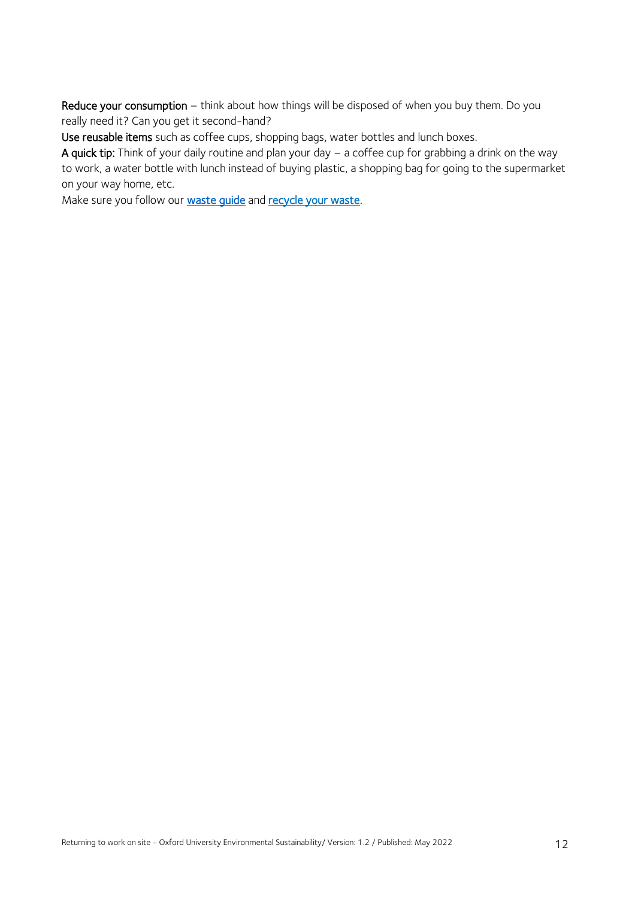**Reduce your consumption** – think about how things will be disposed of when you buy them. Do you really need it? Can you get it second-hand?

**Use reusable items** such as coffee cups, shopping bags, water bottles and lunch boxes.

**A quick tip:** Think of your daily routine and plan your day – a coffee cup for grabbing a drink on the way to work, a water bottle with lunch instead of buying plastic, a shopping bag for going to the supermarket on your way home, etc.

Make sure you follow our waste guide and recycle your waste.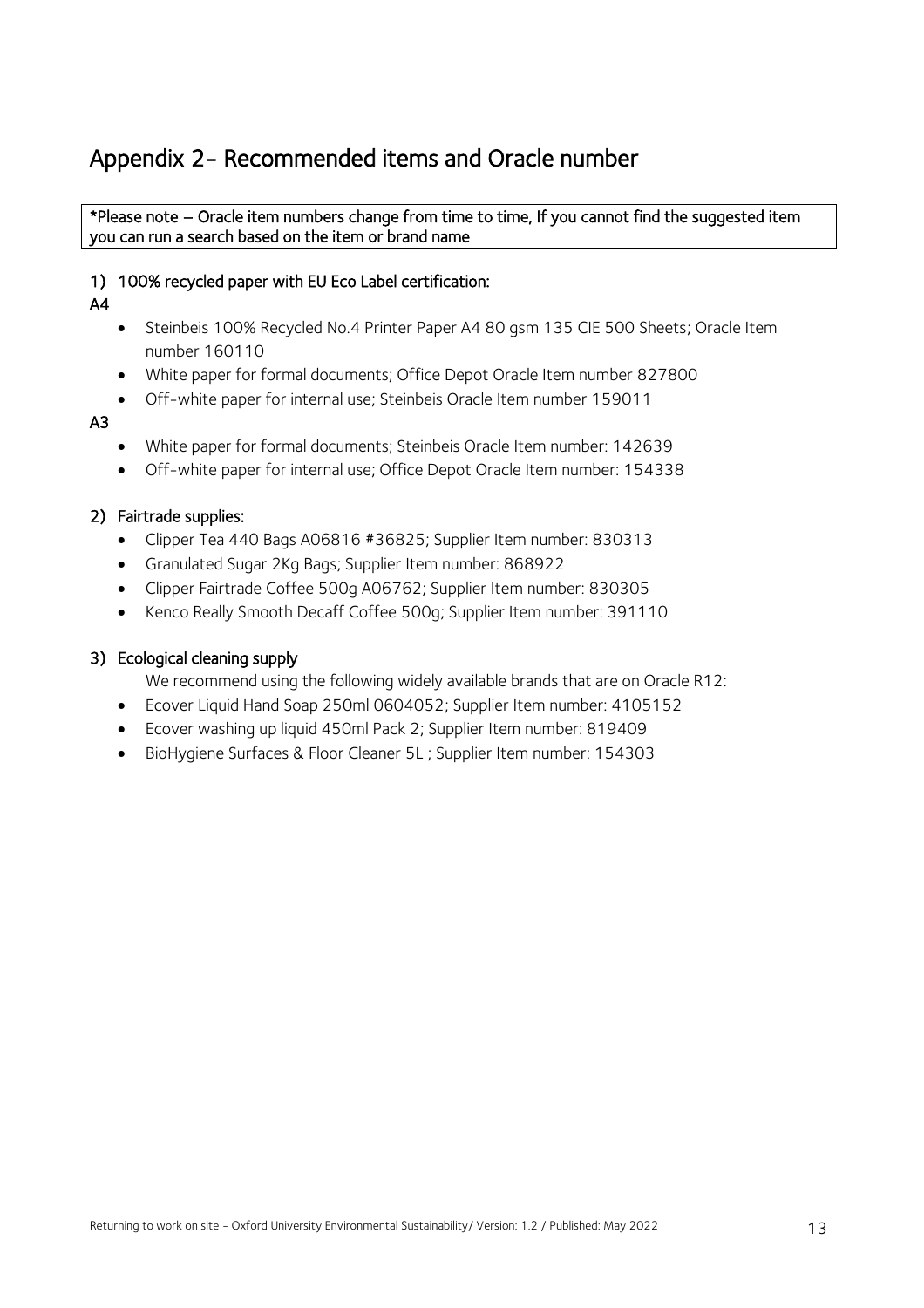# Appendix 2- Recommended items and Oracle number

**\*Please note – Oracle item numbers change from time to time, If you cannot find the suggested item you can run a search based on the item or brand name**

### 1) 100% recycled paper with EU Eco Label certification:

**A4**

- Steinbeis 100% Recycled No.4 Printer Paper A4 80 gsm 135 CIE 500 Sheets; Oracle Item number 160110
- White paper for formal documents; Office Depot Oracle Item number 827800
- Off-white paper for internal use; Steinbeis Oracle Item number 159011

**A3**

- White paper for formal documents; Steinbeis Oracle Item number: 142639
- Off-white paper for internal use; Office Depot Oracle Item number: 154338

### 2) Fairtrade supplies:

- Clipper Tea 440 Bags A06816 #36825; Supplier Item number: 830313
- Granulated Sugar 2Kg Bags; Supplier Item number: 868922
- Clipper Fairtrade Coffee 500g A06762; Supplier Item number: 830305
- Kenco Really Smooth Decaff Coffee 500g; Supplier Item number: 391110

### 3) Ecological cleaning supply

We recommend using the following widely available brands that are on Oracle R12:

- Ecover Liquid Hand Soap 250ml 0604052; Supplier Item number: 4105152
- Ecover washing up liquid 450ml Pack 2; Supplier Item number: 819409
- BioHygiene Surfaces & Floor Cleaner 5L ; Supplier Item number: 154303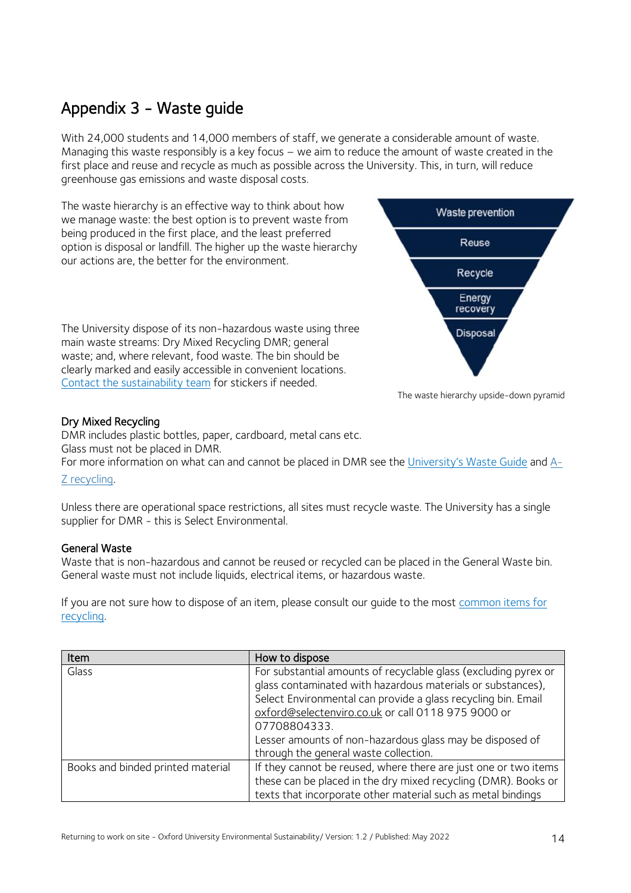# Appendix 3 - Waste guide

With 24,000 students and 14,000 members of staff, we generate a considerable amount of waste. Managing this waste responsibly is a key focus – we aim to reduce the amount of waste created in the first place and reuse and recycle as much as possible across the University. This, in turn, will reduce greenhouse gas emissions and waste disposal costs.

The waste hierarchy is an effective way to think about how we manage waste: the best option is to prevent waste from being produced in the first place, and the least preferred option is disposal or landfill. The higher up the waste hierarchy our actions are, the better for the environment.

Waste prevention
Reuse
Recycle
Energy recovery
Disposal

The waste hierarchy upside-down pyramid

The University dispose of its non-hazardous waste using three main waste streams: Dry Mixed Recycling DMR; general waste; and, where relevant, food waste. The bin should be clearly marked and easily accessible in convenient locations. Contact the sustainability team for stickers if needed.

### Dry Mixed Recycling

DMR includes plastic bottles, paper, cardboard, metal cans etc.
Glass must not be placed in DMR.
For more information on what can and cannot be placed in DMR see the University's Waste Guide and A-Z recycling.

Unless there are operational space restrictions, all sites must recycle waste. The University has a single supplier for DMR - this is Select Environmental.

### General Waste

Waste that is non-hazardous and cannot be reused or recycled can be placed in the General Waste bin. General waste must not include liquids, electrical items, or hazardous waste.

If you are not sure how to dispose of an item, please consult our guide to the most common items for recycling.

| Item | How to dispose |
| --- | --- |
| Glass | For substantial amounts of recyclable glass (excluding pyrex or glass contaminated with hazardous materials or substances), Select Environmental can provide a glass recycling bin. Email oxford@selectenviro.co.uk or call 0118 975 9000 or 07708804333.<br>Lesser amounts of non-hazardous glass may be disposed of through the general waste collection. |
| Books and binded printed material | If they cannot be reused, where there are just one or two items these can be placed in the dry mixed recycling (DMR). Books or texts that incorporate other material such as metal bindings |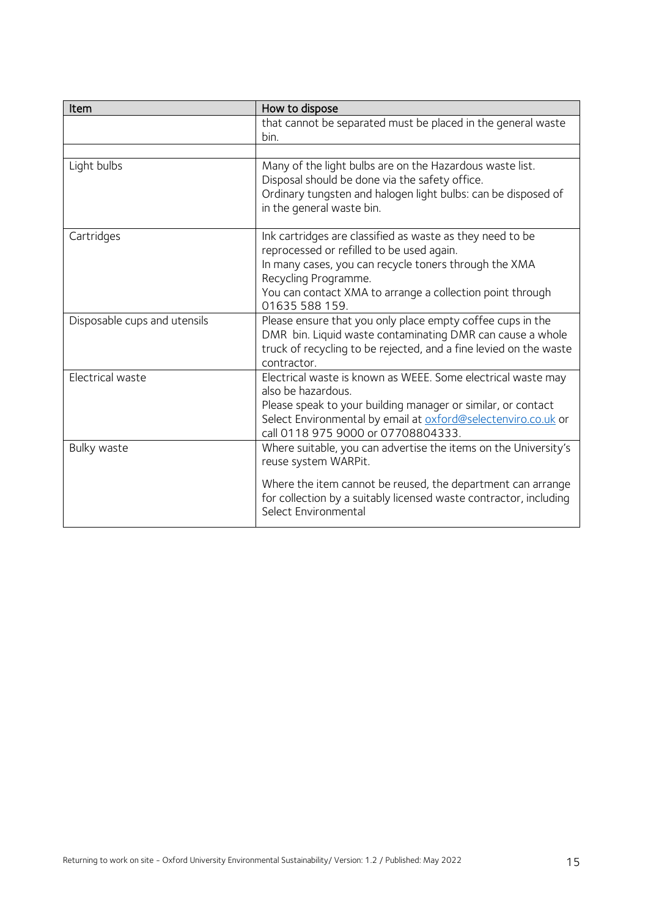| Item | How to dispose |
|---|---|
| | that cannot be separated must be placed in the general waste bin. |
| | |
| Light bulbs | Many of the light bulbs are on the Hazardous waste list. Disposal should be done via the safety office.<br>Ordinary tungsten and halogen light bulbs: can be disposed of in the general waste bin. |
| Cartridges | Ink cartridges are classified as waste as they need to be reprocessed or refilled to be used again.<br>In many cases, you can recycle toners through the XMA Recycling Programme.<br>You can contact XMA to arrange a collection point through 01635 588 159. |
| Disposable cups and utensils | Please ensure that you only place empty coffee cups in the DMR bin. Liquid waste contaminating DMR can cause a whole truck of recycling to be rejected, and a fine levied on the waste contractor. |
| Electrical waste | Electrical waste is known as WEEE. Some electrical waste may also be hazardous.<br>Please speak to your building manager or similar, or contact Select Environmental by email at oxford@selectenviro.co.uk or call 0118 975 9000 or 07708804333. |
| Bulky waste | Where suitable, you can advertise the items on the University's reuse system WARPit.<br><br>Where the item cannot be reused, the department can arrange for collection by a suitably licensed waste contractor, including Select Environmental |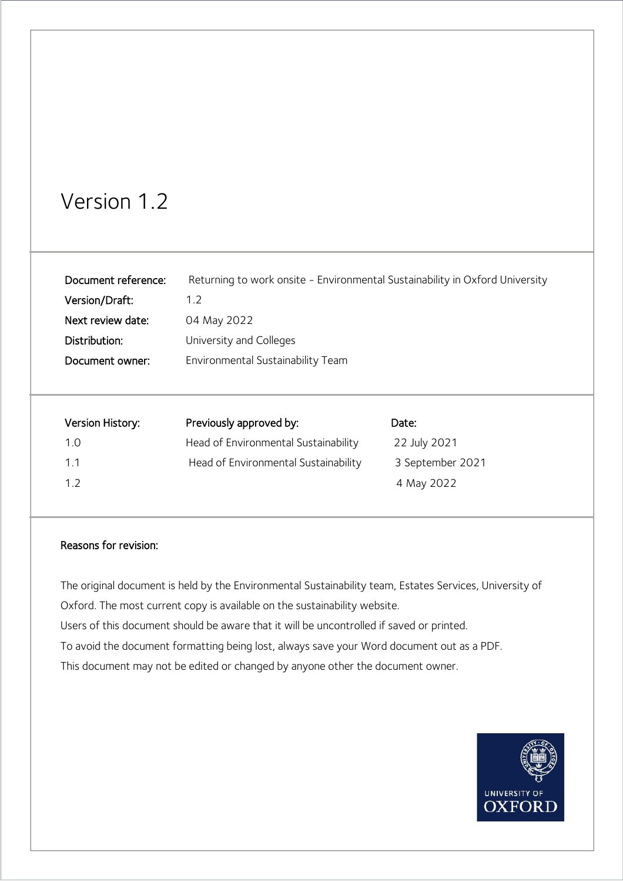# Version 1.2

| | |
|---|---|
| **Document reference:** | Returning to work onsite - Environmental Sustainability in Oxford University |
| **Version/Draft:** | 1.2 |
| **Next review date:** | 04 May 2022 |
| **Distribution:** | University and Colleges |
| **Document owner:** | Environmental Sustainability Team |

| Version History: | Previously approved by: | Date: |
|---|---|---|
| 1.0 | Head of Environmental Sustainability | 22 July 2021 |
| 1.1 | Head of Environmental Sustainability | 3 September 2021 |
| 1.2 | | 4 May 2022 |

**Reasons for revision:**

The original document is held by the Environmental Sustainability team, Estates Services, University of Oxford. The most current copy is available on the sustainability website.

Users of this document should be aware that it will be uncontrolled if saved or printed.

To avoid the document formatting being lost, always save your Word document out as a PDF.

This document may not be edited or changed by anyone other the document owner.

UNIVERSITY OF OXFORD